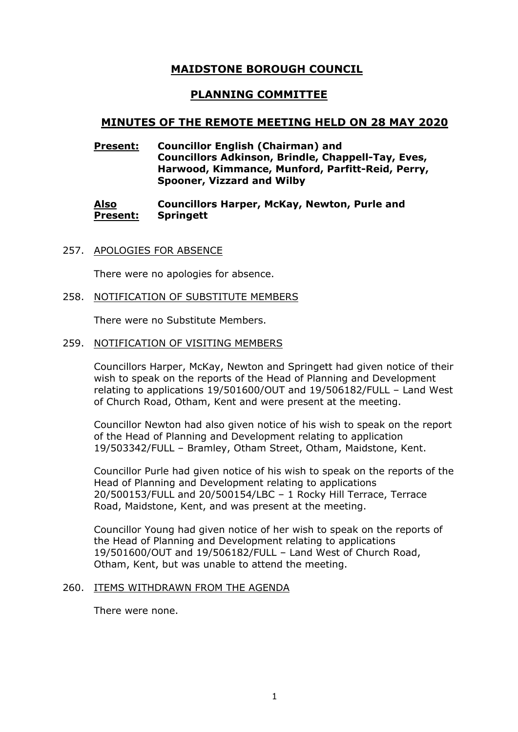# MAIDSTONE BOROUGH COUNCIL

## PLANNING COMMITTEE

## MINUTES OF THE REMOTE MEETING HELD ON 28 MAY 2020

**Present:** **Councillor English (Chairman) and Councillors Adkinson, Brindle, Chappell-Tay, Eves, Harwood, Kimmance, Munford, Parfitt-Reid, Perry, Spooner, Vizzard and Wilby**

**Also Present:** **Councillors Harper, McKay, Newton, Purle and Springett**

257. APOLOGIES FOR ABSENCE

There were no apologies for absence.

258. NOTIFICATION OF SUBSTITUTE MEMBERS

There were no Substitute Members.

259. NOTIFICATION OF VISITING MEMBERS

Councillors Harper, McKay, Newton and Springett had given notice of their wish to speak on the reports of the Head of Planning and Development relating to applications 19/501600/OUT and 19/506182/FULL – Land West of Church Road, Otham, Kent and were present at the meeting.

Councillor Newton had also given notice of his wish to speak on the report of the Head of Planning and Development relating to application 19/503342/FULL – Bramley, Otham Street, Otham, Maidstone, Kent.

Councillor Purle had given notice of his wish to speak on the reports of the Head of Planning and Development relating to applications 20/500153/FULL and 20/500154/LBC – 1 Rocky Hill Terrace, Terrace Road, Maidstone, Kent, and was present at the meeting.

Councillor Young had given notice of her wish to speak on the reports of the Head of Planning and Development relating to applications 19/501600/OUT and 19/506182/FULL – Land West of Church Road, Otham, Kent, but was unable to attend the meeting.

260. ITEMS WITHDRAWN FROM THE AGENDA

There were none.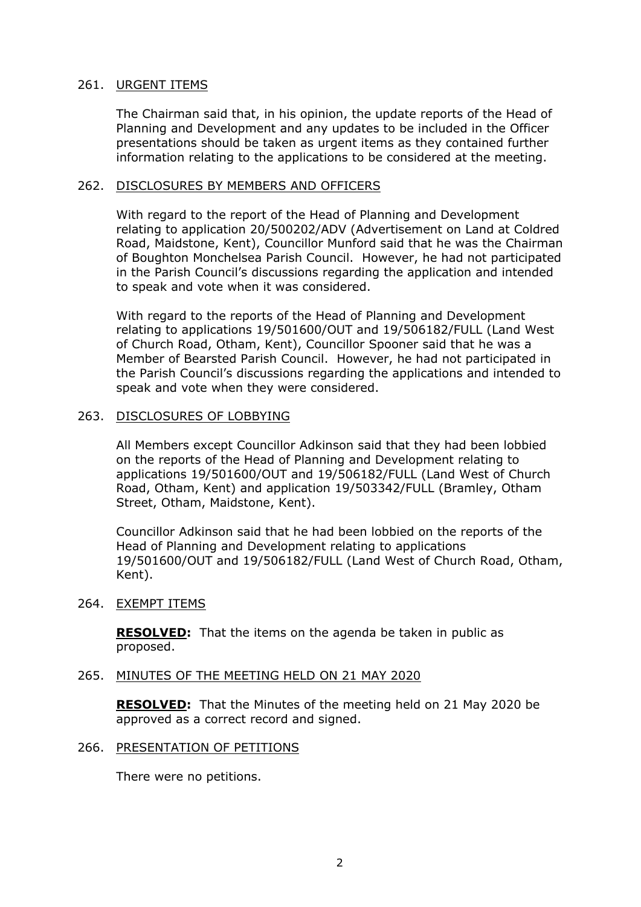261. URGENT ITEMS

The Chairman said that, in his opinion, the update reports of the Head of Planning and Development and any updates to be included in the Officer presentations should be taken as urgent items as they contained further information relating to the applications to be considered at the meeting.

262. DISCLOSURES BY MEMBERS AND OFFICERS

With regard to the report of the Head of Planning and Development relating to application 20/500202/ADV (Advertisement on Land at Coldred Road, Maidstone, Kent), Councillor Munford said that he was the Chairman of Boughton Monchelsea Parish Council. However, he had not participated in the Parish Council's discussions regarding the application and intended to speak and vote when it was considered.

With regard to the reports of the Head of Planning and Development relating to applications 19/501600/OUT and 19/506182/FULL (Land West of Church Road, Otham, Kent), Councillor Spooner said that he was a Member of Bearsted Parish Council. However, he had not participated in the Parish Council's discussions regarding the applications and intended to speak and vote when they were considered.

263. DISCLOSURES OF LOBBYING

All Members except Councillor Adkinson said that they had been lobbied on the reports of the Head of Planning and Development relating to applications 19/501600/OUT and 19/506182/FULL (Land West of Church Road, Otham, Kent) and application 19/503342/FULL (Bramley, Otham Street, Otham, Maidstone, Kent).

Councillor Adkinson said that he had been lobbied on the reports of the Head of Planning and Development relating to applications 19/501600/OUT and 19/506182/FULL (Land West of Church Road, Otham, Kent).

264. EXEMPT ITEMS

**RESOLVED:** That the items on the agenda be taken in public as proposed.

265. MINUTES OF THE MEETING HELD ON 21 MAY 2020

**RESOLVED:** That the Minutes of the meeting held on 21 May 2020 be approved as a correct record and signed.

266. PRESENTATION OF PETITIONS

There were no petitions.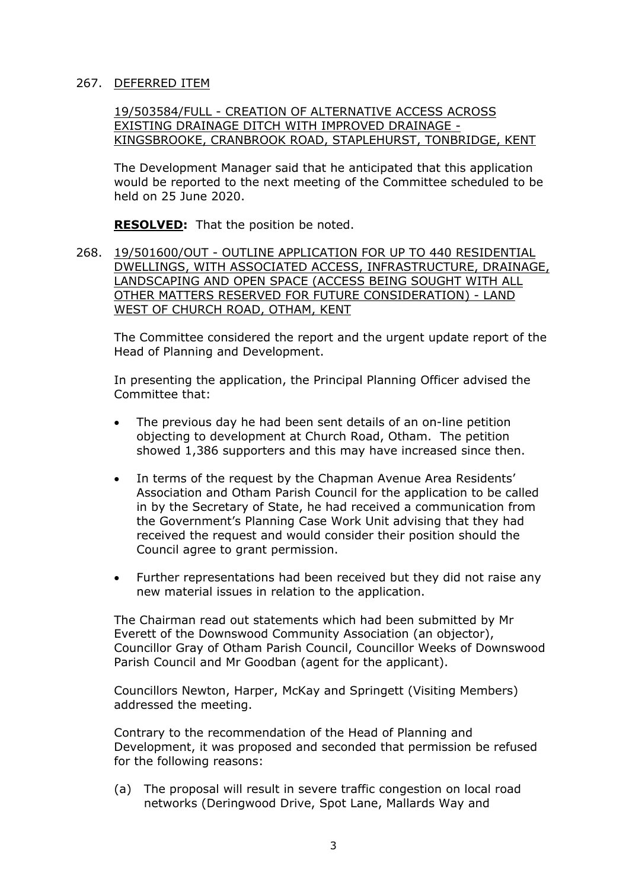267. DEFERRED ITEM

19/503584/FULL - CREATION OF ALTERNATIVE ACCESS ACROSS EXISTING DRAINAGE DITCH WITH IMPROVED DRAINAGE - KINGSBROOKE, CRANBROOK ROAD, STAPLEHURST, TONBRIDGE, KENT

The Development Manager said that he anticipated that this application would be reported to the next meeting of the Committee scheduled to be held on 25 June 2020.

**RESOLVED:** That the position be noted.

268. 19/501600/OUT - OUTLINE APPLICATION FOR UP TO 440 RESIDENTIAL DWELLINGS, WITH ASSOCIATED ACCESS, INFRASTRUCTURE, DRAINAGE, LANDSCAPING AND OPEN SPACE (ACCESS BEING SOUGHT WITH ALL OTHER MATTERS RESERVED FOR FUTURE CONSIDERATION) - LAND WEST OF CHURCH ROAD, OTHAM, KENT

The Committee considered the report and the urgent update report of the Head of Planning and Development.

In presenting the application, the Principal Planning Officer advised the Committee that:

- The previous day he had been sent details of an on-line petition objecting to development at Church Road, Otham. The petition showed 1,386 supporters and this may have increased since then.
- In terms of the request by the Chapman Avenue Area Residents' Association and Otham Parish Council for the application to be called in by the Secretary of State, he had received a communication from the Government's Planning Case Work Unit advising that they had received the request and would consider their position should the Council agree to grant permission.
- Further representations had been received but they did not raise any new material issues in relation to the application.

The Chairman read out statements which had been submitted by Mr Everett of the Downswood Community Association (an objector), Councillor Gray of Otham Parish Council, Councillor Weeks of Downswood Parish Council and Mr Goodban (agent for the applicant).

Councillors Newton, Harper, McKay and Springett (Visiting Members) addressed the meeting.

Contrary to the recommendation of the Head of Planning and Development, it was proposed and seconded that permission be refused for the following reasons:

(a) The proposal will result in severe traffic congestion on local road networks (Deringwood Drive, Spot Lane, Mallards Way and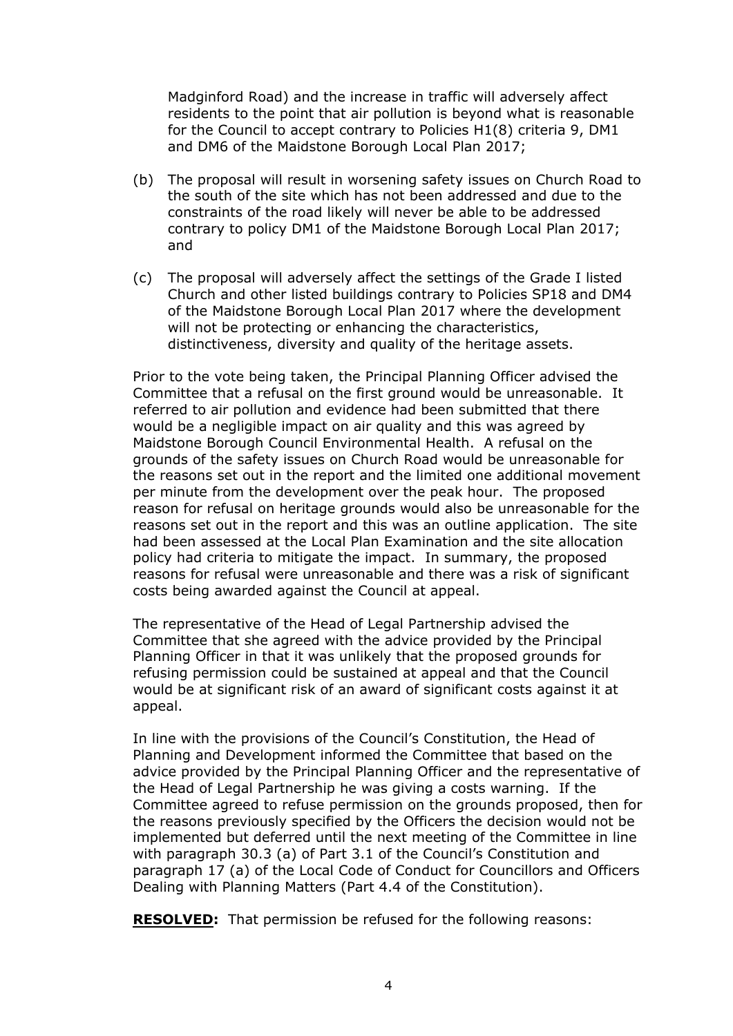Madginford Road) and the increase in traffic will adversely affect residents to the point that air pollution is beyond what is reasonable for the Council to accept contrary to Policies H1(8) criteria 9, DM1 and DM6 of the Maidstone Borough Local Plan 2017;

(b) The proposal will result in worsening safety issues on Church Road to the south of the site which has not been addressed and due to the constraints of the road likely will never be able to be addressed contrary to policy DM1 of the Maidstone Borough Local Plan 2017; and

(c) The proposal will adversely affect the settings of the Grade I listed Church and other listed buildings contrary to Policies SP18 and DM4 of the Maidstone Borough Local Plan 2017 where the development will not be protecting or enhancing the characteristics, distinctiveness, diversity and quality of the heritage assets.

Prior to the vote being taken, the Principal Planning Officer advised the Committee that a refusal on the first ground would be unreasonable. It referred to air pollution and evidence had been submitted that there would be a negligible impact on air quality and this was agreed by Maidstone Borough Council Environmental Health. A refusal on the grounds of the safety issues on Church Road would be unreasonable for the reasons set out in the report and the limited one additional movement per minute from the development over the peak hour. The proposed reason for refusal on heritage grounds would also be unreasonable for the reasons set out in the report and this was an outline application. The site had been assessed at the Local Plan Examination and the site allocation policy had criteria to mitigate the impact. In summary, the proposed reasons for refusal were unreasonable and there was a risk of significant costs being awarded against the Council at appeal.

The representative of the Head of Legal Partnership advised the Committee that she agreed with the advice provided by the Principal Planning Officer in that it was unlikely that the proposed grounds for refusing permission could be sustained at appeal and that the Council would be at significant risk of an award of significant costs against it at appeal.

In line with the provisions of the Council's Constitution, the Head of Planning and Development informed the Committee that based on the advice provided by the Principal Planning Officer and the representative of the Head of Legal Partnership he was giving a costs warning. If the Committee agreed to refuse permission on the grounds proposed, then for the reasons previously specified by the Officers the decision would not be implemented but deferred until the next meeting of the Committee in line with paragraph 30.3 (a) of Part 3.1 of the Council's Constitution and paragraph 17 (a) of the Local Code of Conduct for Councillors and Officers Dealing with Planning Matters (Part 4.4 of the Constitution).

**RESOLVED:** That permission be refused for the following reasons: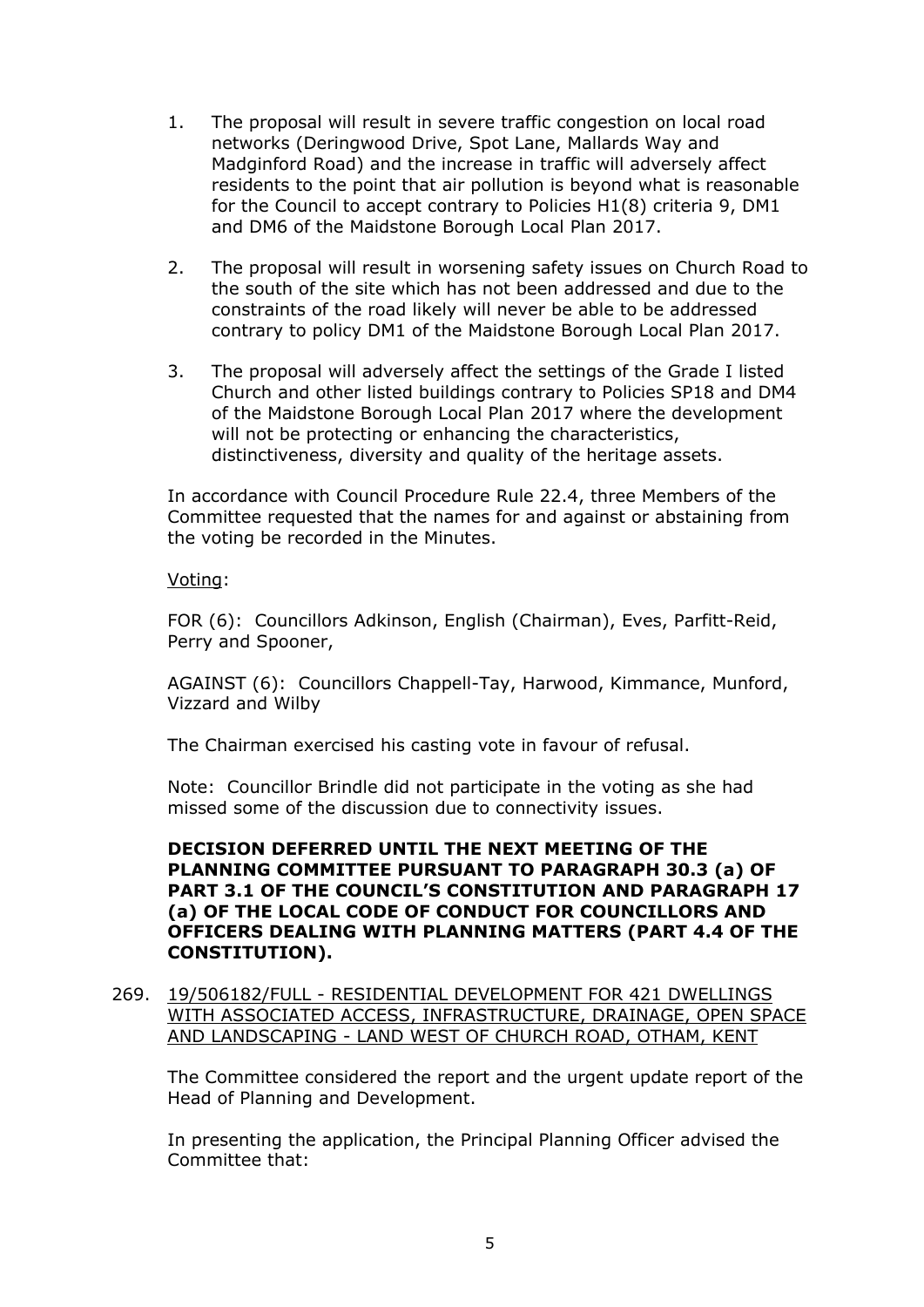1. The proposal will result in severe traffic congestion on local road networks (Deringwood Drive, Spot Lane, Mallards Way and Madginford Road) and the increase in traffic will adversely affect residents to the point that air pollution is beyond what is reasonable for the Council to accept contrary to Policies H1(8) criteria 9, DM1 and DM6 of the Maidstone Borough Local Plan 2017.

2. The proposal will result in worsening safety issues on Church Road to the south of the site which has not been addressed and due to the constraints of the road likely will never be able to be addressed contrary to policy DM1 of the Maidstone Borough Local Plan 2017.

3. The proposal will adversely affect the settings of the Grade I listed Church and other listed buildings contrary to Policies SP18 and DM4 of the Maidstone Borough Local Plan 2017 where the development will not be protecting or enhancing the characteristics, distinctiveness, diversity and quality of the heritage assets.

In accordance with Council Procedure Rule 22.4, three Members of the Committee requested that the names for and against or abstaining from the voting be recorded in the Minutes.

Voting:

FOR (6): Councillors Adkinson, English (Chairman), Eves, Parfitt-Reid, Perry and Spooner,

AGAINST (6): Councillors Chappell-Tay, Harwood, Kimmance, Munford, Vizzard and Wilby

The Chairman exercised his casting vote in favour of refusal.

Note: Councillor Brindle did not participate in the voting as she had missed some of the discussion due to connectivity issues.

**DECISION DEFERRED UNTIL THE NEXT MEETING OF THE PLANNING COMMITTEE PURSUANT TO PARAGRAPH 30.3 (a) OF PART 3.1 OF THE COUNCIL'S CONSTITUTION AND PARAGRAPH 17 (a) OF THE LOCAL CODE OF CONDUCT FOR COUNCILLORS AND OFFICERS DEALING WITH PLANNING MATTERS (PART 4.4 OF THE CONSTITUTION).**

269. 19/506182/FULL - RESIDENTIAL DEVELOPMENT FOR 421 DWELLINGS WITH ASSOCIATED ACCESS, INFRASTRUCTURE, DRAINAGE, OPEN SPACE AND LANDSCAPING - LAND WEST OF CHURCH ROAD, OTHAM, KENT

The Committee considered the report and the urgent update report of the Head of Planning and Development.

In presenting the application, the Principal Planning Officer advised the Committee that: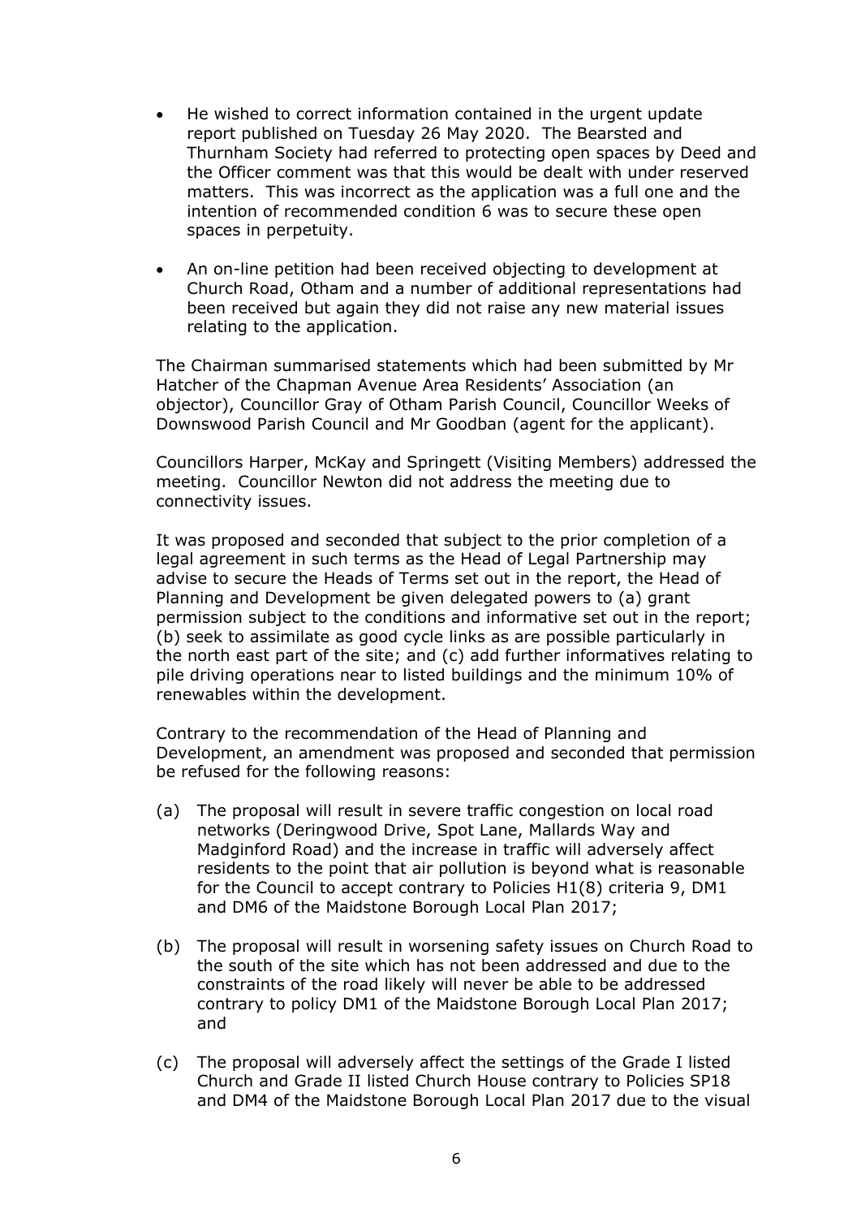- He wished to correct information contained in the urgent update report published on Tuesday 26 May 2020. The Bearsted and Thurnham Society had referred to protecting open spaces by Deed and the Officer comment was that this would be dealt with under reserved matters. This was incorrect as the application was a full one and the intention of recommended condition 6 was to secure these open spaces in perpetuity.

- An on-line petition had been received objecting to development at Church Road, Otham and a number of additional representations had been received but again they did not raise any new material issues relating to the application.

The Chairman summarised statements which had been submitted by Mr Hatcher of the Chapman Avenue Area Residents' Association (an objector), Councillor Gray of Otham Parish Council, Councillor Weeks of Downswood Parish Council and Mr Goodban (agent for the applicant).

Councillors Harper, McKay and Springett (Visiting Members) addressed the meeting. Councillor Newton did not address the meeting due to connectivity issues.

It was proposed and seconded that subject to the prior completion of a legal agreement in such terms as the Head of Legal Partnership may advise to secure the Heads of Terms set out in the report, the Head of Planning and Development be given delegated powers to (a) grant permission subject to the conditions and informative set out in the report; (b) seek to assimilate as good cycle links as are possible particularly in the north east part of the site; and (c) add further informatives relating to pile driving operations near to listed buildings and the minimum 10% of renewables within the development.

Contrary to the recommendation of the Head of Planning and Development, an amendment was proposed and seconded that permission be refused for the following reasons:

(a) The proposal will result in severe traffic congestion on local road networks (Deringwood Drive, Spot Lane, Mallards Way and Madginford Road) and the increase in traffic will adversely affect residents to the point that air pollution is beyond what is reasonable for the Council to accept contrary to Policies H1(8) criteria 9, DM1 and DM6 of the Maidstone Borough Local Plan 2017;

(b) The proposal will result in worsening safety issues on Church Road to the south of the site which has not been addressed and due to the constraints of the road likely will never be able to be addressed contrary to policy DM1 of the Maidstone Borough Local Plan 2017; and

(c) The proposal will adversely affect the settings of the Grade I listed Church and Grade II listed Church House contrary to Policies SP18 and DM4 of the Maidstone Borough Local Plan 2017 due to the visual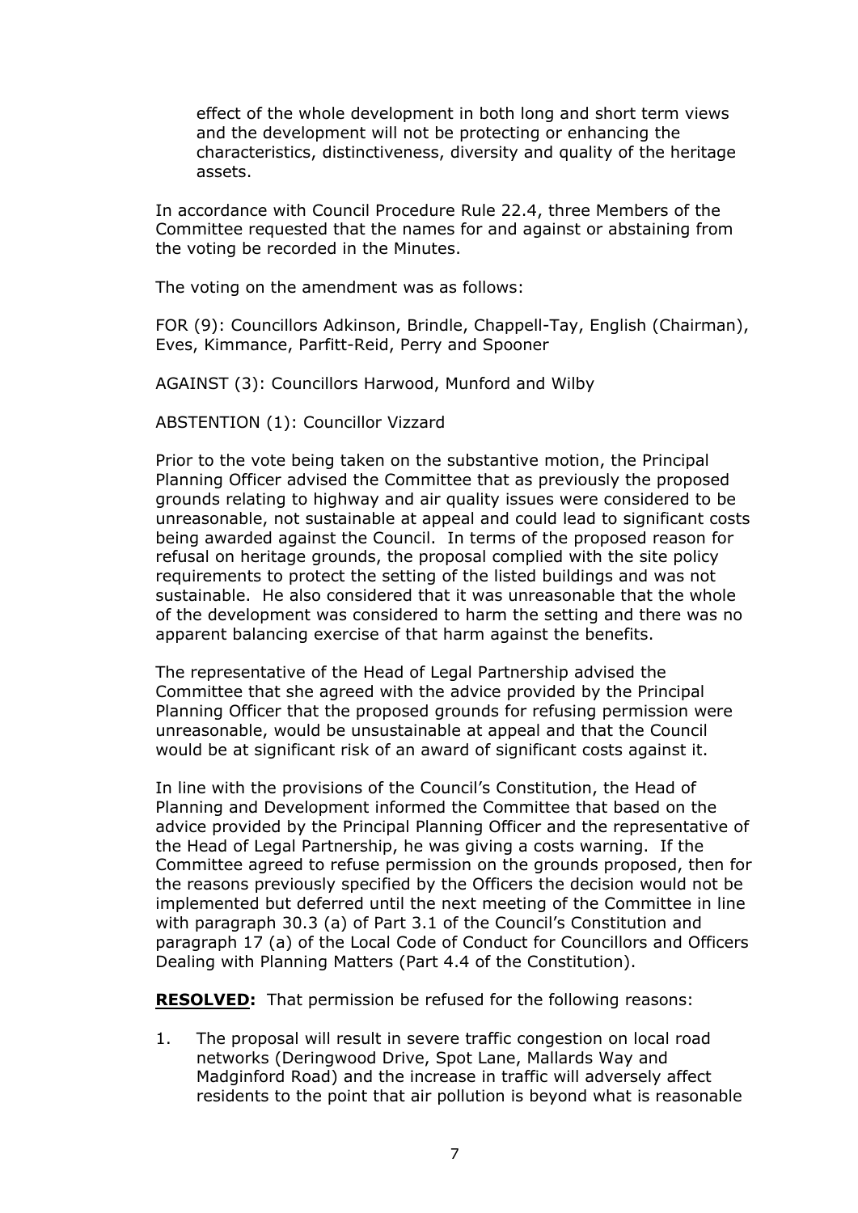effect of the whole development in both long and short term views and the development will not be protecting or enhancing the characteristics, distinctiveness, diversity and quality of the heritage assets.

In accordance with Council Procedure Rule 22.4, three Members of the Committee requested that the names for and against or abstaining from the voting be recorded in the Minutes.

The voting on the amendment was as follows:

FOR (9): Councillors Adkinson, Brindle, Chappell-Tay, English (Chairman), Eves, Kimmance, Parfitt-Reid, Perry and Spooner

AGAINST (3): Councillors Harwood, Munford and Wilby

ABSTENTION (1): Councillor Vizzard

Prior to the vote being taken on the substantive motion, the Principal Planning Officer advised the Committee that as previously the proposed grounds relating to highway and air quality issues were considered to be unreasonable, not sustainable at appeal and could lead to significant costs being awarded against the Council. In terms of the proposed reason for refusal on heritage grounds, the proposal complied with the site policy requirements to protect the setting of the listed buildings and was not sustainable. He also considered that it was unreasonable that the whole of the development was considered to harm the setting and there was no apparent balancing exercise of that harm against the benefits.

The representative of the Head of Legal Partnership advised the Committee that she agreed with the advice provided by the Principal Planning Officer that the proposed grounds for refusing permission were unreasonable, would be unsustainable at appeal and that the Council would be at significant risk of an award of significant costs against it.

In line with the provisions of the Council's Constitution, the Head of Planning and Development informed the Committee that based on the advice provided by the Principal Planning Officer and the representative of the Head of Legal Partnership, he was giving a costs warning. If the Committee agreed to refuse permission on the grounds proposed, then for the reasons previously specified by the Officers the decision would not be implemented but deferred until the next meeting of the Committee in line with paragraph 30.3 (a) of Part 3.1 of the Council's Constitution and paragraph 17 (a) of the Local Code of Conduct for Councillors and Officers Dealing with Planning Matters (Part 4.4 of the Constitution).

**RESOLVED:** That permission be refused for the following reasons:

1. The proposal will result in severe traffic congestion on local road networks (Deringwood Drive, Spot Lane, Mallards Way and Madginford Road) and the increase in traffic will adversely affect residents to the point that air pollution is beyond what is reasonable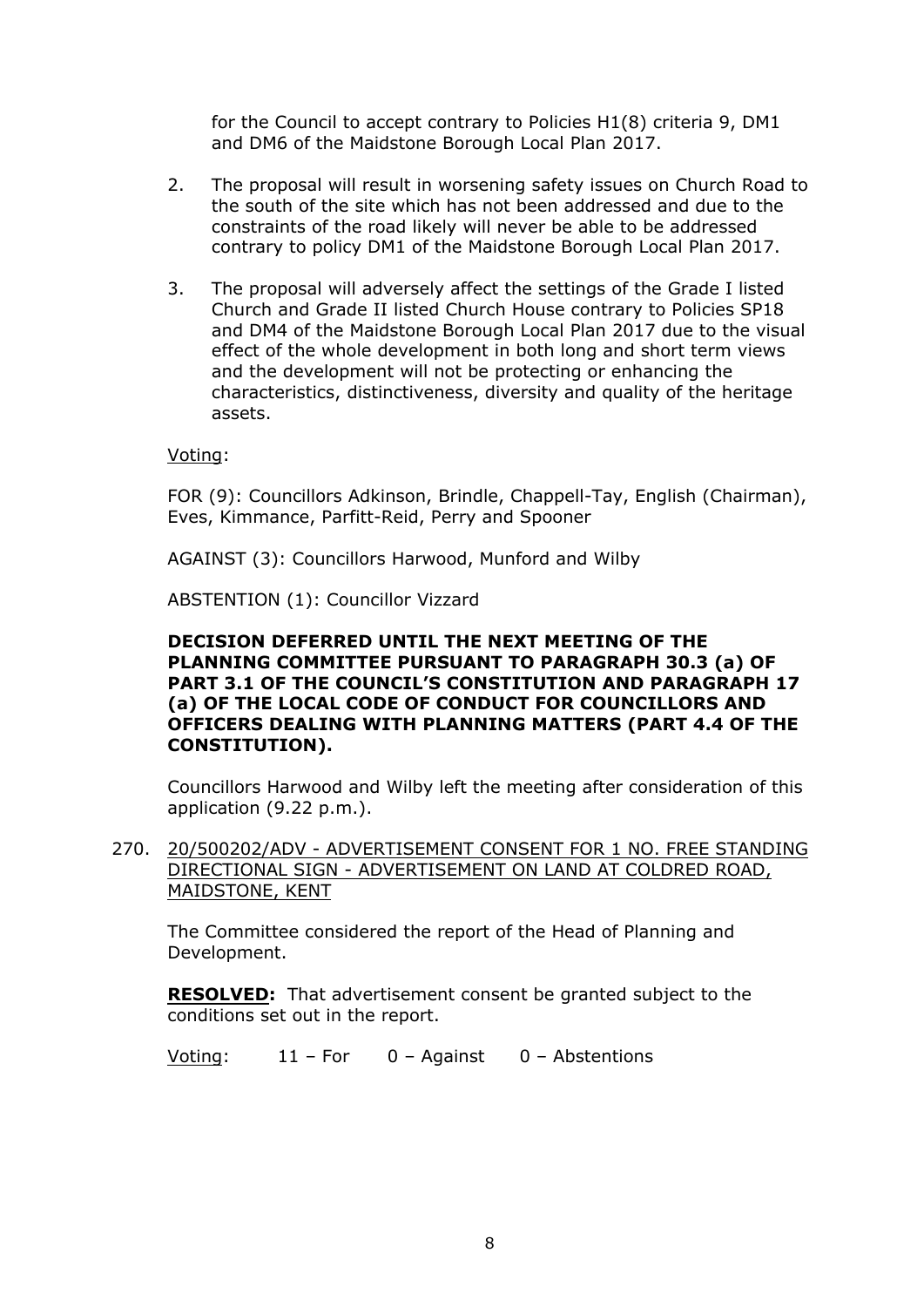for the Council to accept contrary to Policies H1(8) criteria 9, DM1 and DM6 of the Maidstone Borough Local Plan 2017.

2. The proposal will result in worsening safety issues on Church Road to the south of the site which has not been addressed and due to the constraints of the road likely will never be able to be addressed contrary to policy DM1 of the Maidstone Borough Local Plan 2017.

3. The proposal will adversely affect the settings of the Grade I listed Church and Grade II listed Church House contrary to Policies SP18 and DM4 of the Maidstone Borough Local Plan 2017 due to the visual effect of the whole development in both long and short term views and the development will not be protecting or enhancing the characteristics, distinctiveness, diversity and quality of the heritage assets.

Voting:

FOR (9): Councillors Adkinson, Brindle, Chappell-Tay, English (Chairman), Eves, Kimmance, Parfitt-Reid, Perry and Spooner

AGAINST (3): Councillors Harwood, Munford and Wilby

ABSTENTION (1): Councillor Vizzard

**DECISION DEFERRED UNTIL THE NEXT MEETING OF THE PLANNING COMMITTEE PURSUANT TO PARAGRAPH 30.3 (a) OF PART 3.1 OF THE COUNCIL'S CONSTITUTION AND PARAGRAPH 17 (a) OF THE LOCAL CODE OF CONDUCT FOR COUNCILLORS AND OFFICERS DEALING WITH PLANNING MATTERS (PART 4.4 OF THE CONSTITUTION).**

Councillors Harwood and Wilby left the meeting after consideration of this application (9.22 p.m.).

270. 20/500202/ADV - ADVERTISEMENT CONSENT FOR 1 NO. FREE STANDING DIRECTIONAL SIGN - ADVERTISEMENT ON LAND AT COLDRED ROAD, MAIDSTONE, KENT

The Committee considered the report of the Head of Planning and Development.

**RESOLVED:** That advertisement consent be granted subject to the conditions set out in the report.

Voting: 11 – For 0 – Against 0 – Abstentions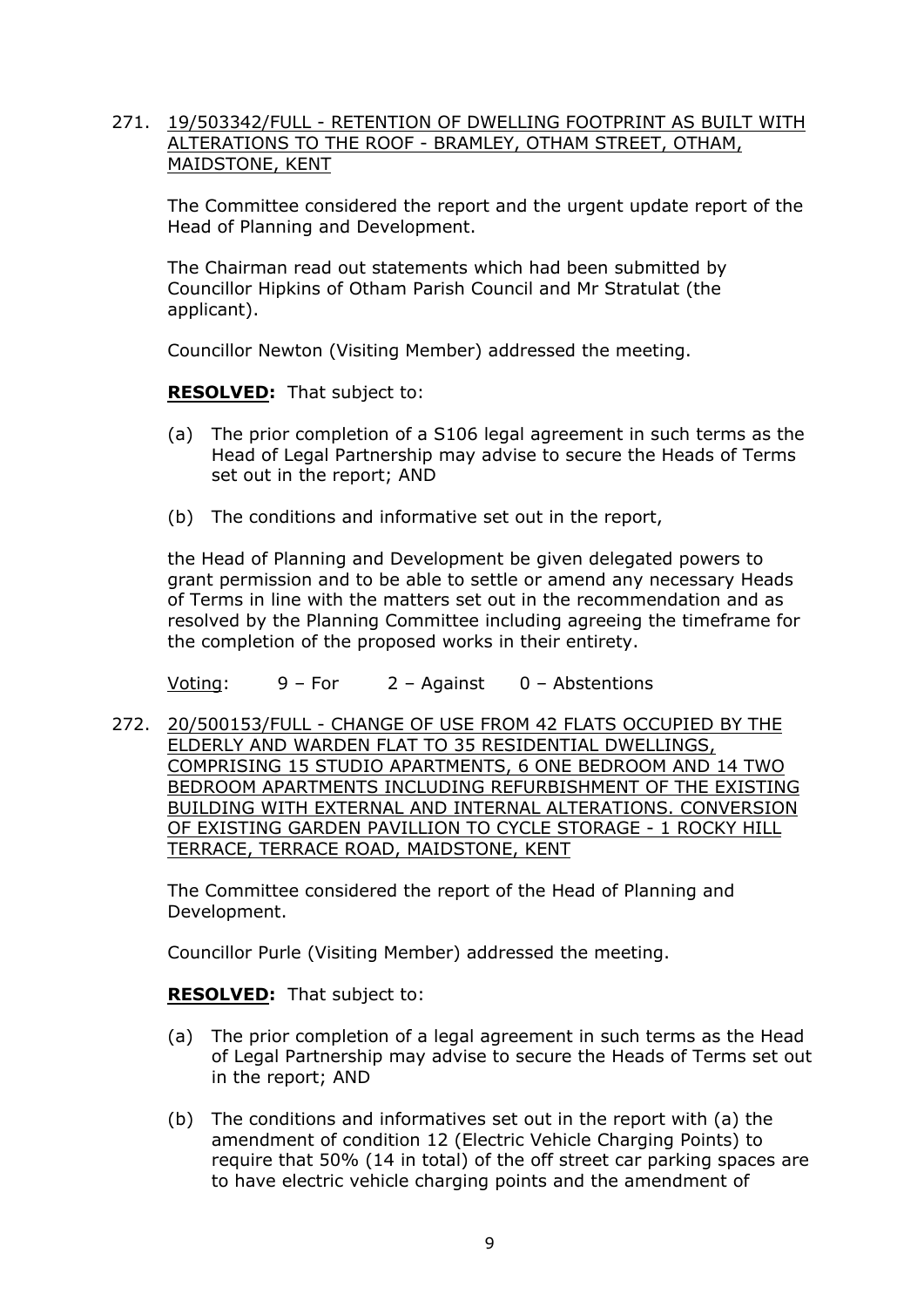271. <u>19/503342/FULL - RETENTION OF DWELLING FOOTPRINT AS BUILT WITH ALTERATIONS TO THE ROOF - BRAMLEY, OTHAM STREET, OTHAM, MAIDSTONE, KENT</u>

The Committee considered the report and the urgent update report of the Head of Planning and Development.

The Chairman read out statements which had been submitted by Councillor Hipkins of Otham Parish Council and Mr Stratulat (the applicant).

Councillor Newton (Visiting Member) addressed the meeting.

**RESOLVED:** That subject to:

(a) The prior completion of a S106 legal agreement in such terms as the Head of Legal Partnership may advise to secure the Heads of Terms set out in the report; AND

(b) The conditions and informative set out in the report,

the Head of Planning and Development be given delegated powers to grant permission and to be able to settle or amend any necessary Heads of Terms in line with the matters set out in the recommendation and as resolved by the Planning Committee including agreeing the timeframe for the completion of the proposed works in their entirety.

<u>Voting</u>: 9 – For 2 – Against 0 – Abstentions

272. <u>20/500153/FULL - CHANGE OF USE FROM 42 FLATS OCCUPIED BY THE ELDERLY AND WARDEN FLAT TO 35 RESIDENTIAL DWELLINGS, COMPRISING 15 STUDIO APARTMENTS, 6 ONE BEDROOM AND 14 TWO BEDROOM APARTMENTS INCLUDING REFURBISHMENT OF THE EXISTING BUILDING WITH EXTERNAL AND INTERNAL ALTERATIONS. CONVERSION OF EXISTING GARDEN PAVILLION TO CYCLE STORAGE - 1 ROCKY HILL TERRACE, TERRACE ROAD, MAIDSTONE, KENT</u>

The Committee considered the report of the Head of Planning and Development.

Councillor Purle (Visiting Member) addressed the meeting.

**RESOLVED:** That subject to:

(a) The prior completion of a legal agreement in such terms as the Head of Legal Partnership may advise to secure the Heads of Terms set out in the report; AND

(b) The conditions and informatives set out in the report with (a) the amendment of condition 12 (Electric Vehicle Charging Points) to require that 50% (14 in total) of the off street car parking spaces are to have electric vehicle charging points and the amendment of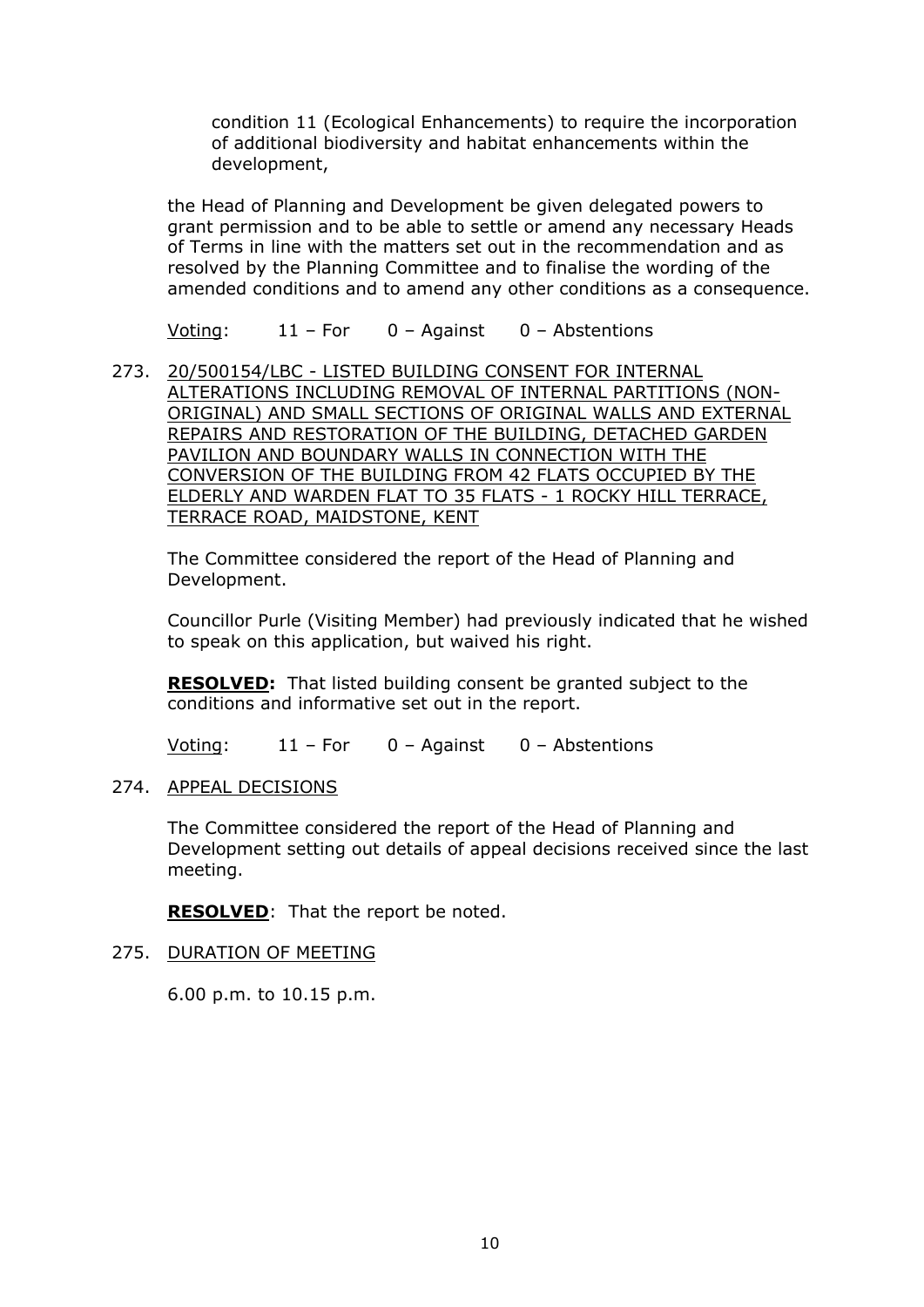condition 11 (Ecological Enhancements) to require the incorporation of additional biodiversity and habitat enhancements within the development,

the Head of Planning and Development be given delegated powers to grant permission and to be able to settle or amend any necessary Heads of Terms in line with the matters set out in the recommendation and as resolved by the Planning Committee and to finalise the wording of the amended conditions and to amend any other conditions as a consequence.

Voting: 11 – For 0 – Against 0 – Abstentions

273. 20/500154/LBC - LISTED BUILDING CONSENT FOR INTERNAL ALTERATIONS INCLUDING REMOVAL OF INTERNAL PARTITIONS (NON-ORIGINAL) AND SMALL SECTIONS OF ORIGINAL WALLS AND EXTERNAL REPAIRS AND RESTORATION OF THE BUILDING, DETACHED GARDEN PAVILION AND BOUNDARY WALLS IN CONNECTION WITH THE CONVERSION OF THE BUILDING FROM 42 FLATS OCCUPIED BY THE ELDERLY AND WARDEN FLAT TO 35 FLATS - 1 ROCKY HILL TERRACE, TERRACE ROAD, MAIDSTONE, KENT

The Committee considered the report of the Head of Planning and Development.

Councillor Purle (Visiting Member) had previously indicated that he wished to speak on this application, but waived his right.

**RESOLVED:** That listed building consent be granted subject to the conditions and informative set out in the report.

Voting: 11 – For 0 – Against 0 – Abstentions

274. APPEAL DECISIONS

The Committee considered the report of the Head of Planning and Development setting out details of appeal decisions received since the last meeting.

**RESOLVED**: That the report be noted.

275. DURATION OF MEETING

6.00 p.m. to 10.15 p.m.